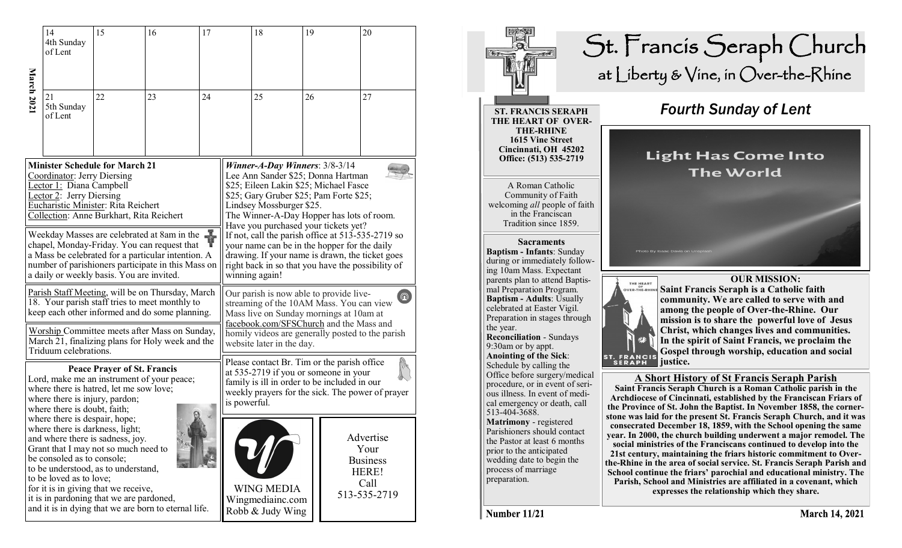**March 2021**

| 14 4th Sunday of Lent | 15 | 16 | 17 | 18 | 19 | 20 |
| --- | --- | --- | --- | --- | --- | --- |
| 21 5th Sunday of Lent | 22 | 23 | 24 | 25 | 26 | 27 |

**Minister Schedule for March 21**
Coordinator: Jerry Diersing
Lector 1: Diana Campbell
Lector 2: Jerry Diersing
Eucharistic Minister: Rita Reichert
Collection: Anne Burkhart, Rita Reichert

Weekday Masses are celebrated at 8am in the chapel, Monday-Friday. You can request that a Mass be celebrated for a particular intention. A number of parishioners participate in this Mass on a daily or weekly basis. You are invited.

Parish Staff Meeting, will be on Thursday, March 18. Your parish staff tries to meet monthly to keep each other informed and do some planning.

Worship Committee meets after Mass on Sunday, March 21, finalizing plans for Holy week and the Triduum celebrations.

**Peace Prayer of St. Francis**

Lord, make me an instrument of your peace;
where there is hatred, let me sow love;
where there is injury, pardon;
where there is doubt, faith;
where there is despair, hope;
where there is darkness, light;
and where there is sadness, joy.
Grant that I may not so much need to be consoled as to console;
to be understood, as to understand,
to be loved as to love;
for it is in giving that we receive,
it is in pardoning that we are pardoned,
and it is in dying that we are born to eternal life.

***Winner-A-Day Winners***: 3/8-3/14
Lee Ann Sander $25; Donna Hartman $25; Eileen Lakin $25; Michael Fasce $25; Gary Gruber $25; Pam Forte $25; Lindsey Mossburger $25.
The Winner-A-Day Hopper has lots of room. Have you purchased your tickets yet? If not, call the parish office at 513-535-2719 so your name can be in the hopper for the daily drawing. If your name is drawn, the ticket goes right back in so that you have the possibility of winning again!

Our parish is now able to provide live-streaming of the 10AM Mass. You can view Mass live on Sunday mornings at 10am at facebook.com/SFSChurch and the Mass and homily videos are generally posted to the parish website later in the day.

Please contact Br. Tim or the parish office at 535-2719 if you or someone in your family is ill in order to be included in our weekly prayers for the sick. The power of prayer is powerful.

WING MEDIA
Wingmediainc.com
Robb & Judy Wing

Advertise Your Business HERE! Call 513-535-2719

# St. Francis Seraph Church
## at Liberty & Vine, in Over-the-Rhine

**ST. FRANCIS SERAPH THE HEART OF OVER-THE-RHINE**
**1615 Vine Street**
**Cincinnati, OH 45202**
**Office: (513) 535-2719**

A Roman Catholic Community of Faith welcoming *all* people of faith in the Franciscan Tradition since 1859.

**Sacraments**

**Baptism - Infants**: Sunday during or immediately following 10am Mass. Expectant parents plan to attend Baptismal Preparation Program.
**Baptism - Adults**: Usually celebrated at Easter Vigil. Preparation in stages through the year.
**Reconciliation** - Sundays 9:30am or by appt.
**Anointing of the Sick**: Schedule by calling the Office before surgery/medical procedure, or in event of serious illness. In event of medical emergency or death, call 513-404-3688.
**Matrimony** - registered Parishioners should contact the Pastor at least 6 months prior to the anticipated wedding date to begin the process of marriage preparation.

## *Fourth Sunday of Lent*

Light Has Come Into The World

Photo By Isaac Davis on Unsplash

**OUR MISSION:**
**Saint Francis Seraph is a Catholic faith community. We are called to serve with and among the people of Over-the-Rhine. Our mission is to share the powerful love of Jesus Christ, which changes lives and communities. In the spirit of Saint Francis, we proclaim the Gospel through worship, education and social justice.**

**A Short History of St Francis Seraph Parish**

**Saint Francis Seraph Church is a Roman Catholic parish in the Archdiocese of Cincinnati, established by the Franciscan Friars of the Province of St. John the Baptist. In November 1858, the cornerstone was laid for the present St. Francis Seraph Church, and it was consecrated December 18, 1859, with the School opening the same year. In 2000, the church building underwent a major remodel. The social ministries of the Franciscans continued to develop into the 21st century, maintaining the friars historic commitment to Over-the-Rhine in the area of social service. St. Francis Seraph Parish and School continue the friars' parochial and educational ministry. The Parish, School and Ministries are affiliated in a covenant, which expresses the relationship which they share.**

Number 11/21 March 14, 2021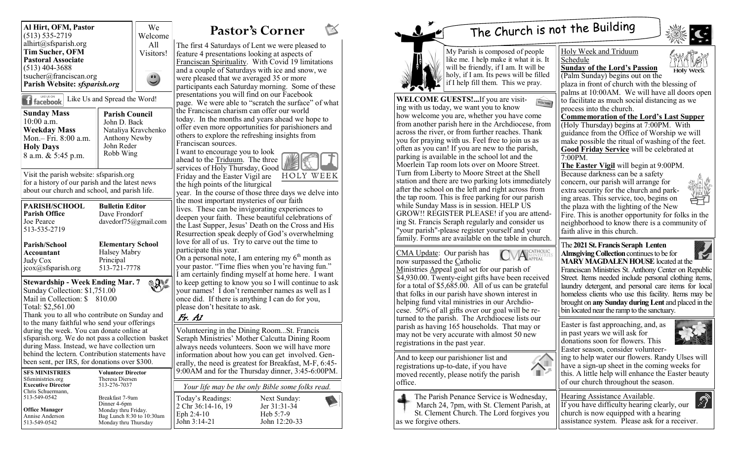**Al Hirt, OFM, Pastor**
(513) 535-2719
alhirt@sfsparish.org
**Tim Sucher, OFM**
**Pastoral Associate**
(513) 404-3688
tsucher@franciscan.org
***Parish Website: sfsparish.org***

We Welcome All Visitors!

Like Us and Spread the Word!

**Sunday Mass**
10:00 a.m.
**Weekday Mass**
Mon.– Fri. 8:00 a.m.
**Holy Days**
8 a.m. & 5:45 p.m.

**Parish Council**
John D. Back
Nataliya Kravchenko
Anthony Newby
John Reder
Robb Wing

Visit the parish website: sfsparish.org for a history of our parish and the latest news about our church and school, and parish life.

**PARISH/SCHOOL**
**Parish Office**
Joe Pearce
513-535-2719

**Bulletin Editor**
Dave Frondorf
davedorf75@gmail.com

**Parish/School Accountant**
Judy Cox
jcox@sfsparish.org

**Elementary School**
Halsey Mabry
Principal
513-721-7778

**Stewardship - Week Ending Mar. 7**
Sunday Collection: $1,751.00
Mail in Collection: $ 810.00
Total: $2,561.00
Thank you to all who contribute on Sunday and to the many faithful who send your offerings during the week. You can donate online at sfsparish.org. We do not pass a collection basket during Mass. Instead, we have collection urn behind the lectern. Contribution statements have been sent, per IRS, for donations over $300.

**SFS MINISTRIES**
Sfsministries.org
**Executive Director**
Chris Schuermann,
513-549-0542
**Office Manager**
Annise Anderson
513-549-0542

**Volunteer Director**
Theresa Diersen
513-276-7037

Breakfast 7-9am
Dinner 4-6pm
Monday thru Friday.
Bag Lunch 8:30 to 10:30am
Monday thru Thursday

# Pastor's Corner

The first 4 Saturdays of Lent we were pleased to feature 4 presentations looking at aspects of Franciscan Spirituality. With Covid 19 limitations and a couple of Saturdays with ice and snow, we were pleased that we averaged 35 or more participants each Saturday morning. Some of these presentations you will find on our Facebook page. We were able to "scratch the surface" of what the Franciscan charism can offer our world today. In the months and years ahead we hope to offer even more opportunities for parishioners and others to explore the refreshing insights from Franciscan sources.

I want to encourage you to look ahead to the Triduum. The three services of Holy Thursday, Good Friday and the Easter Vigil are the high points of the liturgical year. In the course of those three days we delve into the most important mysteries of our faith lives. These can be invigorating experiences to deepen your faith. These beautiful celebrations of the Last Supper, Jesus' Death on the Cross and His Resurrection speak deeply of God's overwhelming love for all of us. Try to carve out the time to participate this year.

HOLY WEEK

On a personal note, I am entering my 6th month as your pastor. "Time flies when you're having fun." I am certainly finding myself at home here. I want to keep getting to know you so I will continue to ask your names! I don't remember names as well as I once did. If there is anything I can do for you, please don't hesitate to ask.

*Fr. Al*

Volunteering in the Dining Room...St. Francis Seraph Ministries' Mother Calcutta Dining Room always needs volunteers. Soon we will have more information about how you can get involved. Generally, the need is greatest for Breakfast, M-F, 6:45-9:00AM and for the Thursday dinner, 3:45-6:00PM.

*Your life may be the only Bible some folks read.*

| Today's Readings: | Next Sunday: |
|---|---|
| 2 Chr 36:14-16, 19 | Jer 31:31-34 |
| Eph 2:4-10 | Heb 5:7-9 |
| John 3:14-21 | John 12:20-33 |

# The Church is not the Building

My Parish is composed of people like me. I help make it what it is. It will be friendly, if I am. It will be holy, if I am. Its pews will be filled if I help fill them. This we pray.

**WELCOME GUESTS!...**If you are visiting with us today, we want you to know how welcome you are, whether you have come from another parish here in the Archdiocese, from across the river, or from further reaches. Thank you for praying with us. Feel free to join us as often as you can! If you are new to the parish, parking is available in the school lot and the Moerlein Tap room lots over on Moore Street. Turn from Liberty to Moore Street at the Shell station and there are two parking lots immediately after the school on the left and right across from the tap room. This is free parking for our parish while Sunday Mass is in session. HELP US GROW!! REGISTER PLEASE! if you are attending St. Francis Seraph regularly and consider us "your parish"-please register yourself and your family. Forms are available on the table in church.

CMA Update: Our parish has now surpassed the Catholic Ministries Appeal goal set for our parish of $4,930.00. Twenty-eight gifts have been received for a total of $5,685.00. All of us can be grateful that folks in our parish have shown interest in helping fund vital ministries in our Archdiocese. 50% of all gifts over our goal will be returned to the parish. The Archdiocese lists our parish as having 165 households. That may or may not be very accurate with almost 50 new registrations in the past year.

And to keep our parishioner list and registrations up-to-date, if you have moved recently, please notify the parish office.

The Parish Penance Service is Wednesday, March 24, 7pm, with St. Clement Parish, at St. Clement Church. The Lord forgives you as we forgive others.

Holy Week and Triduum Schedule

**Sunday of the Lord's Passion** (Palm Sunday) begins out on the plaza in front of church with the blessing of palms at 10:00AM. We will have all doors open to facilitate as much social distancing as we process into the church.

**Commemoration of the Lord's Last Supper** (Holy Thursday) begins at 7:00PM. With guidance from the Office of Worship we will make possible the ritual of washing of the feet.

**Good Friday Service** will be celebrated at 7:00PM.

**The Easter Vigil** will begin at 9:00PM. Because darkness can be a safety concern, our parish will arrange for extra security for the church and parking areas. This service, too, begins on the plaza with the lighting of the New Fire. This is another opportunity for folks in the neighborhood to know there is a community of faith alive in this church.

The **2021 St. Francis Seraph Lenten Almsgiving Collection** continues to be for **MARY MAGDALEN HOUSE** located at the Franciscan Ministries St. Anthony Center on Republic Street. Items needed include personal clothing items, laundry detergent, and personal care items for local homeless clients who use this facility. Items may be brought on **any Sunday during Lent** and placed in the bin located near the ramp to the sanctuary.

Easter is fast approaching, and, as in past years we will ask for donations soon for flowers. This Easter season, consider volunteering to help water our flowers. Randy Ulses will have a sign-up sheet in the coming weeks for this. A little help will enhance the Easter beauty of our church throughout the season.

Hearing Assistance Available.
If you have difficulty hearing clearly, our church is now equipped with a hearing assistance system. Please ask for a receiver.